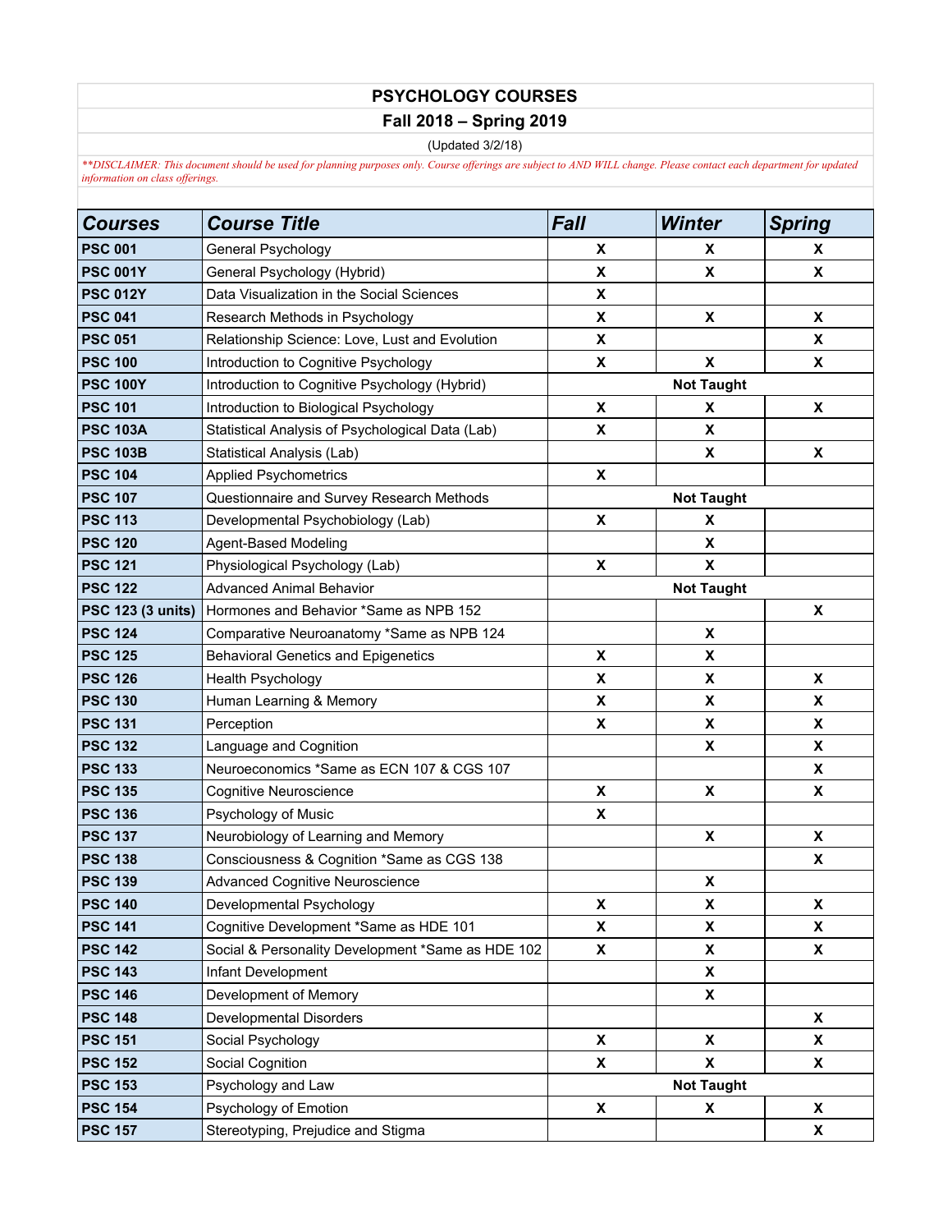# PSYCHOLOGY COURSES

## Fall 2018 – Spring 2019

(Updated 3/2/18)

*\*\*DISCLAIMER: This document should be used for planning purposes only. Course offerings are subject to AND WILL change. Please contact each department for updated information on class offerings.*

| Courses | Course Title | Fall | Winter | Spring |
|---|---|---|---|---|
| **PSC 001** | General Psychology | X | X | X |
| **PSC 001Y** | General Psychology (Hybrid) | X | X | X |
| **PSC 012Y** | Data Visualization in the Social Sciences | X | | |
| **PSC 041** | Research Methods in Psychology | X | X | X |
| **PSC 051** | Relationship Science: Love, Lust and Evolution | X | | X |
| **PSC 100** | Introduction to Cognitive Psychology | X | X | X |
| **PSC 100Y** | Introduction to Cognitive Psychology (Hybrid) | | **Not Taught** | |
| **PSC 101** | Introduction to Biological Psychology | X | X | X |
| **PSC 103A** | Statistical Analysis of Psychological Data (Lab) | X | X | |
| **PSC 103B** | Statistical Analysis (Lab) | | X | X |
| **PSC 104** | Applied Psychometrics | X | | |
| **PSC 107** | Questionnaire and Survey Research Methods | | **Not Taught** | |
| **PSC 113** | Developmental Psychobiology (Lab) | X | X | |
| **PSC 120** | Agent-Based Modeling | | X | |
| **PSC 121** | Physiological Psychology (Lab) | X | X | |
| **PSC 122** | Advanced Animal Behavior | | **Not Taught** | |
| **PSC 123 (3 units)** | Hormones and Behavior *Same as NPB 152 | | | X |
| **PSC 124** | Comparative Neuroanatomy *Same as NPB 124 | | X | |
| **PSC 125** | Behavioral Genetics and Epigenetics | X | X | |
| **PSC 126** | Health Psychology | X | X | X |
| **PSC 130** | Human Learning & Memory | X | X | X |
| **PSC 131** | Perception | X | X | X |
| **PSC 132** | Language and Cognition | | X | X |
| **PSC 133** | Neuroeconomics *Same as ECN 107 & CGS 107 | | | X |
| **PSC 135** | Cognitive Neuroscience | X | X | X |
| **PSC 136** | Psychology of Music | X | | |
| **PSC 137** | Neurobiology of Learning and Memory | | X | X |
| **PSC 138** | Consciousness & Cognition *Same as CGS 138 | | | X |
| **PSC 139** | Advanced Cognitive Neuroscience | | X | |
| **PSC 140** | Developmental Psychology | X | X | X |
| **PSC 141** | Cognitive Development *Same as HDE 101 | X | X | X |
| **PSC 142** | Social & Personality Development *Same as HDE 102 | X | X | X |
| **PSC 143** | Infant Development | | X | |
| **PSC 146** | Development of Memory | | X | |
| **PSC 148** | Developmental Disorders | | | X |
| **PSC 151** | Social Psychology | X | X | X |
| **PSC 152** | Social Cognition | X | X | X |
| **PSC 153** | Psychology and Law | | **Not Taught** | |
| **PSC 154** | Psychology of Emotion | X | X | X |
| **PSC 157** | Stereotyping, Prejudice and Stigma | | | X |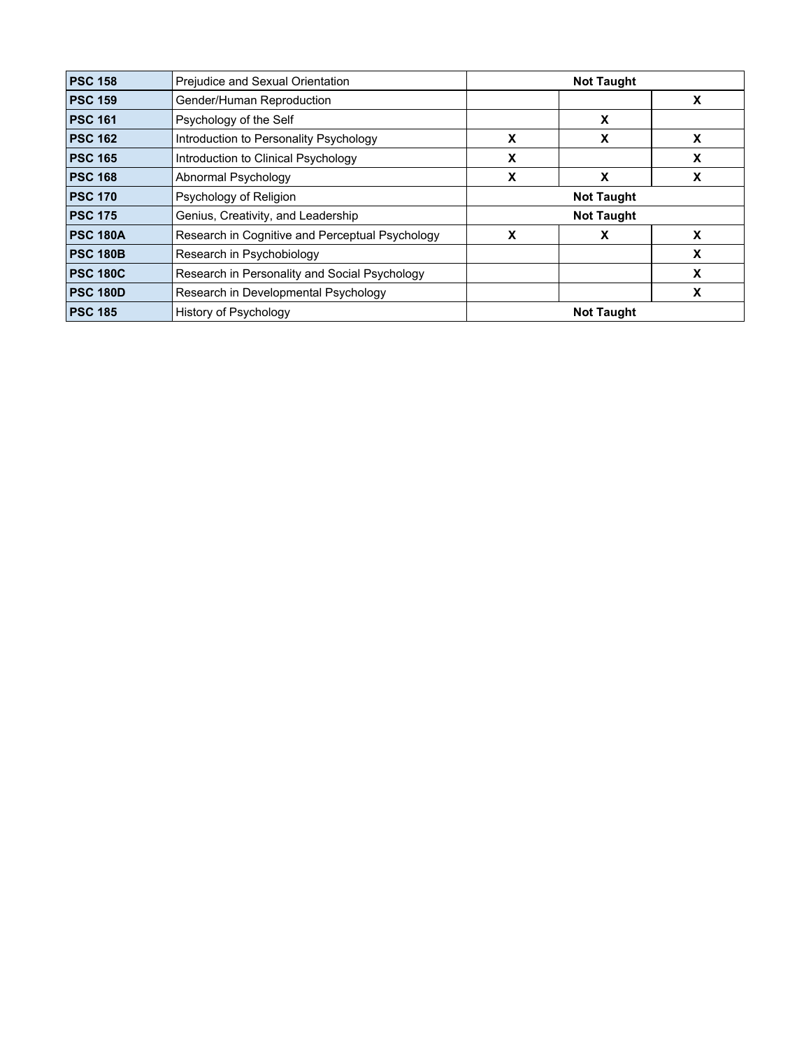| | | | | |
|---|---|---|---|---|
| **PSC 158** | Prejudice and Sexual Orientation | **Not Taught** | | |
| **PSC 159** | Gender/Human Reproduction | | | **X** |
| **PSC 161** | Psychology of the Self | | **X** | |
| **PSC 162** | Introduction to Personality Psychology | **X** | **X** | **X** |
| **PSC 165** | Introduction to Clinical Psychology | **X** | | **X** |
| **PSC 168** | Abnormal Psychology | **X** | **X** | **X** |
| **PSC 170** | Psychology of Religion | **Not Taught** | | |
| **PSC 175** | Genius, Creativity, and Leadership | **Not Taught** | | |
| **PSC 180A** | Research in Cognitive and Perceptual Psychology | **X** | **X** | **X** |
| **PSC 180B** | Research in Psychobiology | | | **X** |
| **PSC 180C** | Research in Personality and Social Psychology | | | **X** |
| **PSC 180D** | Research in Developmental Psychology | | | **X** |
| **PSC 185** | History of Psychology | **Not Taught** | | |